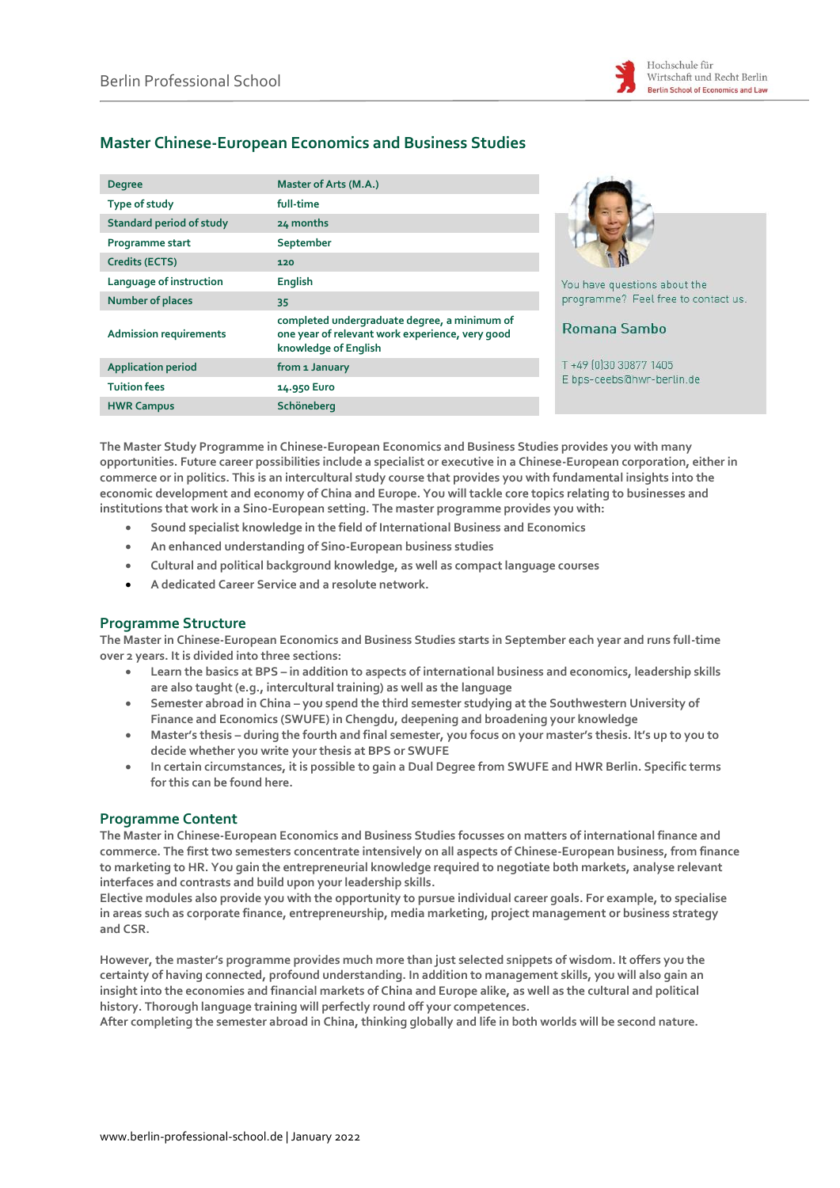# Master Chinese-European Economics and Business Studies

| Degree | Master of Arts (M.A.) |
|---|---|
| Type of study | full-time |
| Standard period of study | 24 months |
| Programme start | September |
| Credits (ECTS) | 120 |
| Language of instruction | English |
| Number of places | 35 |
| Admission requirements | completed undergraduate degree, a minimum of one year of relevant work experience, very good knowledge of English |
| Application period | from 1 January |
| Tuition fees | 14.950 Euro |
| HWR Campus | Schöneberg |

You have questions about the programme? Feel free to contact us.

**Romana Sambo**

T +49 (0)30 30877 1405
E bps-ceebs@hwr-berlin.de

The Master Study Programme in Chinese-European Economics and Business Studies provides you with many opportunities. Future career possibilities include a specialist or executive in a Chinese-European corporation, either in commerce or in politics. This is an intercultural study course that provides you with fundamental insights into the economic development and economy of China and Europe. You will tackle core topics relating to businesses and institutions that work in a Sino-European setting. The master programme provides you with:

- Sound specialist knowledge in the field of International Business and Economics
- An enhanced understanding of Sino-European business studies
- Cultural and political background knowledge, as well as compact language courses
- A dedicated Career Service and a resolute network.

## Programme Structure

The Master in Chinese-European Economics and Business Studies starts in September each year and runs full-time over 2 years. It is divided into three sections:

- Learn the basics at BPS – in addition to aspects of international business and economics, leadership skills are also taught (e.g., intercultural training) as well as the language
- Semester abroad in China – you spend the third semester studying at the Southwestern University of Finance and Economics (SWUFE) in Chengdu, deepening and broadening your knowledge
- Master's thesis – during the fourth and final semester, you focus on your master's thesis. It's up to you to decide whether you write your thesis at BPS or SWUFE
- In certain circumstances, it is possible to gain a Dual Degree from SWUFE and HWR Berlin. Specific terms for this can be found here.

## Programme Content

The Master in Chinese-European Economics and Business Studies focusses on matters of international finance and commerce. The first two semesters concentrate intensively on all aspects of Chinese-European business, from finance to marketing to HR. You gain the entrepreneurial knowledge required to negotiate both markets, analyse relevant interfaces and contrasts and build upon your leadership skills.
Elective modules also provide you with the opportunity to pursue individual career goals. For example, to specialise in areas such as corporate finance, entrepreneurship, media marketing, project management or business strategy and CSR.

However, the master's programme provides much more than just selected snippets of wisdom. It offers you the certainty of having connected, profound understanding. In addition to management skills, you will also gain an insight into the economies and financial markets of China and Europe alike, as well as the cultural and political history. Thorough language training will perfectly round off your competences.
After completing the semester abroad in China, thinking globally and life in both worlds will be second nature.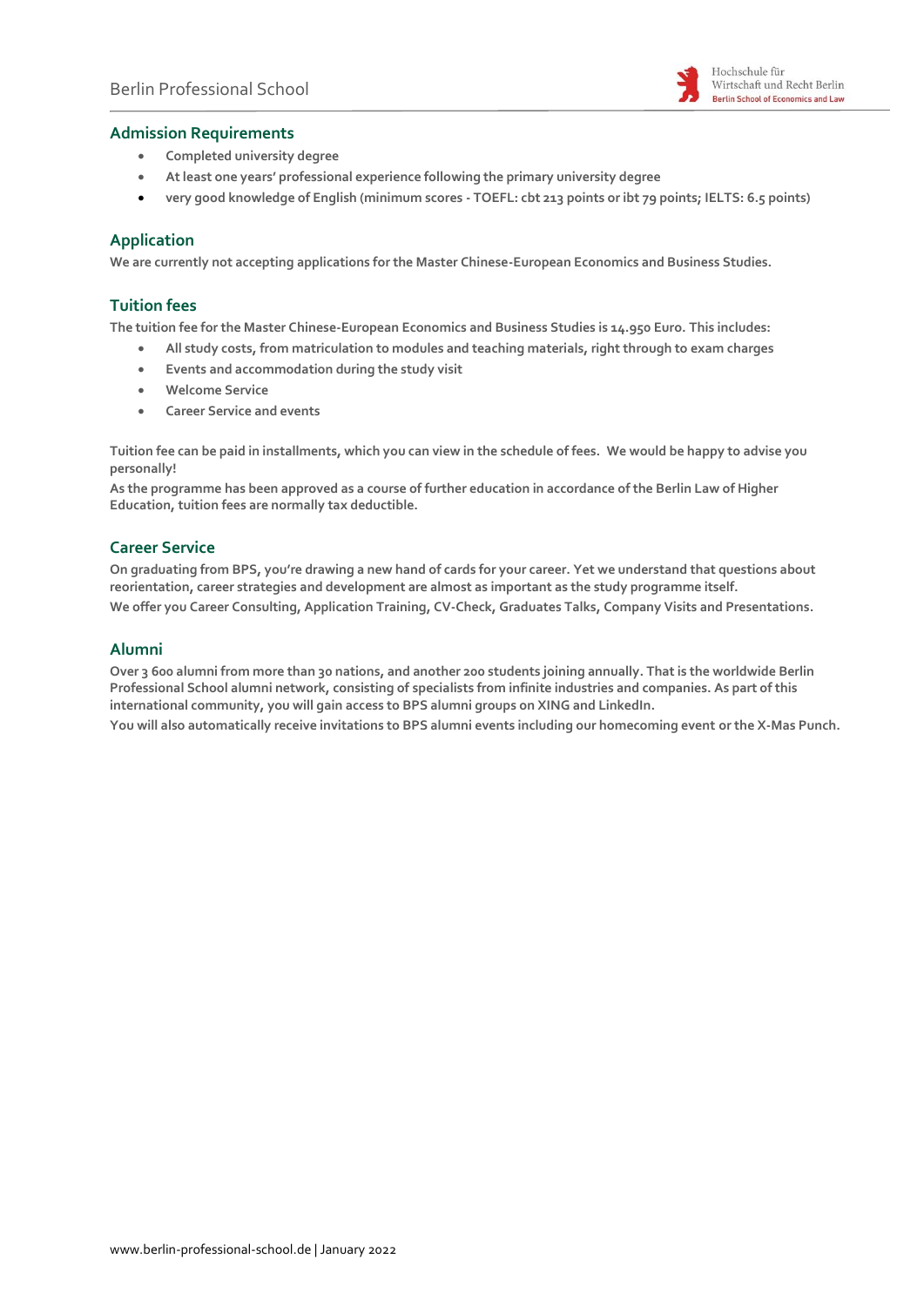## Admission Requirements

- Completed university degree
- At least one years' professional experience following the primary university degree
- very good knowledge of English (minimum scores - TOEFL: cbt 213 points or ibt 79 points; IELTS: 6.5 points)

## Application

We are currently not accepting applications for the Master Chinese-European Economics and Business Studies.

## Tuition fees

The tuition fee for the Master Chinese-European Economics and Business Studies is 14.950 Euro. This includes:

- All study costs, from matriculation to modules and teaching materials, right through to exam charges
- Events and accommodation during the study visit
- Welcome Service
- Career Service and events

Tuition fee can be paid in installments, which you can view in the schedule of fees. We would be happy to advise you personally!

As the programme has been approved as a course of further education in accordance of the Berlin Law of Higher Education, tuition fees are normally tax deductible.

## Career Service

On graduating from BPS, you're drawing a new hand of cards for your career. Yet we understand that questions about reorientation, career strategies and development are almost as important as the study programme itself.

We offer you Career Consulting, Application Training, CV-Check, Graduates Talks, Company Visits and Presentations.

## Alumni

Over 3 600 alumni from more than 30 nations, and another 200 students joining annually. That is the worldwide Berlin Professional School alumni network, consisting of specialists from infinite industries and companies. As part of this international community, you will gain access to BPS alumni groups on XING and LinkedIn.

You will also automatically receive invitations to BPS alumni events including our homecoming event or the X-Mas Punch.